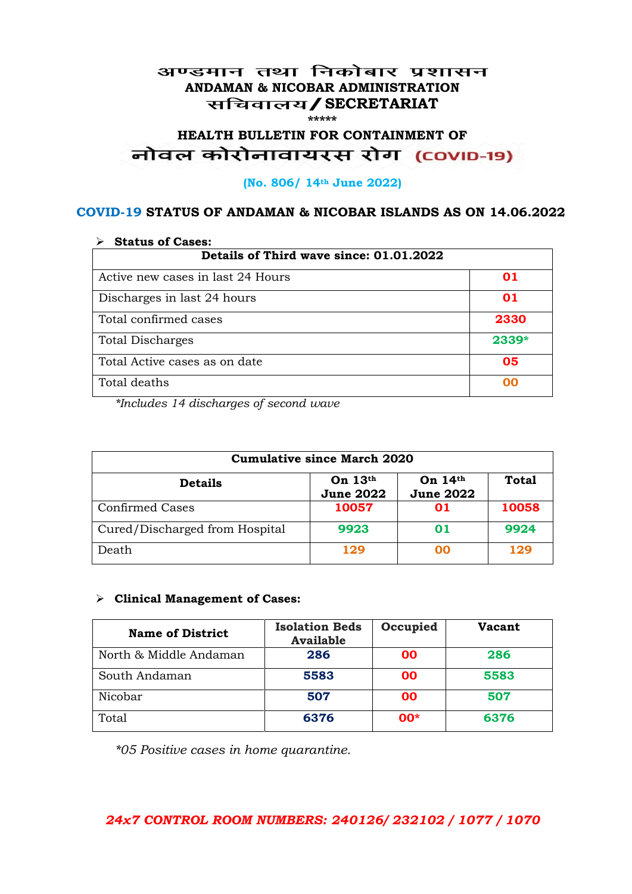# अण्डमान तथा निकोबार प्रशासन
## ANDAMAN & NICOBAR ADMINISTRATION
## सचिवालय / SECRETARIAT

\*\*\*\*\*

### HEALTH BULLETIN FOR CONTAINMENT OF
### नोवल कोरोनावायरस रोग (COVID-19)

**(No. 806/ 14th June 2022)**

### COVID-19 STATUS OF ANDAMAN & NICOBAR ISLANDS AS ON 14.06.2022

➢ **Status of Cases:**

| Details of Third wave since: 01.01.2022 | |
|---|---|
| Active new cases in last 24 Hours | 01 |
| Discharges in last 24 hours | 01 |
| Total confirmed cases | 2330 |
| Total Discharges | 2339* |
| Total Active cases as on date | 05 |
| Total deaths | 00 |

*\*Includes 14 discharges of second wave*

| Cumulative since March 2020 | | | |
|---|---|---|---|
| **Details** | **On 13th June 2022** | **On 14th June 2022** | **Total** |
| Confirmed Cases | 10057 | 01 | 10058 |
| Cured/Discharged from Hospital | 9923 | 01 | 9924 |
| Death | 129 | 00 | 129 |

➢ **Clinical Management of Cases:**

| Name of District | Isolation Beds Available | Occupied | Vacant |
|---|---|---|---|
| North & Middle Andaman | 286 | 00 | 286 |
| South Andaman | 5583 | 00 | 5583 |
| Nicobar | 507 | 00 | 507 |
| Total | 6376 | 00* | 6376 |

*\*05 Positive cases in home quarantine.*

***24x7 CONTROL ROOM NUMBERS: 240126/ 232102 / 1077 / 1070***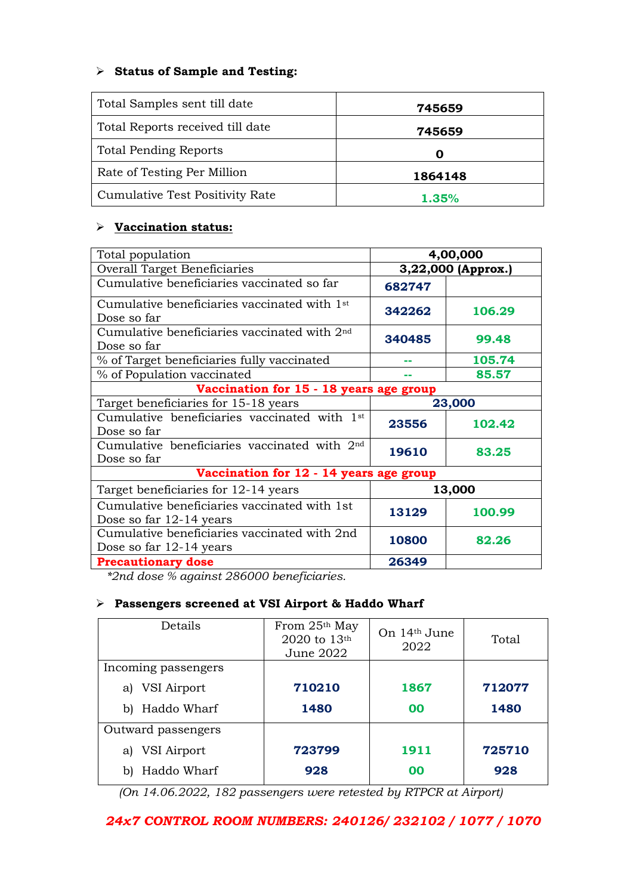- **Status of Sample and Testing:**

| | |
|---|---|
| Total Samples sent till date | **745659** |
| Total Reports received till date | **745659** |
| Total Pending Reports | **0** |
| Rate of Testing Per Million | **1864148** |
| Cumulative Test Positivity Rate | **1.35%** |

- **Vaccination status:**

| | | |
|---|---|---|
| Total population | **4,00,000** | |
| Overall Target Beneficiaries | **3,22,000 (Approx.)** | |
| Cumulative beneficiaries vaccinated so far | **682747** | |
| Cumulative beneficiaries vaccinated with 1st Dose so far | **342262** | **106.29** |
| Cumulative beneficiaries vaccinated with 2nd Dose so far | **340485** | **99.48** |
| % of Target beneficiaries fully vaccinated | **--** | **105.74** |
| % of Population vaccinated | **--** | **85.57** |
| **Vaccination for 15 - 18 years age group** | | |
| Target beneficiaries for 15-18 years | **23,000** | |
| Cumulative beneficiaries vaccinated with 1st Dose so far | **23556** | **102.42** |
| Cumulative beneficiaries vaccinated with 2nd Dose so far | **19610** | **83.25** |
| **Vaccination for 12 - 14 years age group** | | |
| Target beneficiaries for 12-14 years | **13,000** | |
| Cumulative beneficiaries vaccinated with 1st Dose so far 12-14 years | **13129** | **100.99** |
| Cumulative beneficiaries vaccinated with 2nd Dose so far 12-14 years | **10800** | **82.26** |
| **Precautionary dose** | **26349** | |

*\*2nd dose % against 286000 beneficiaries.*

- **Passengers screened at VSI Airport & Haddo Wharf**

| Details | From 25th May 2020 to 13th June 2022 | On 14th June 2022 | Total |
|---|---|---|---|
| Incoming passengers | | | |
| a) VSI Airport | **710210** | **1867** | **712077** |
| b) Haddo Wharf | **1480** | **00** | **1480** |
| Outward passengers | | | |
| a) VSI Airport | **723799** | **1911** | **725710** |
| b) Haddo Wharf | **928** | **00** | **928** |

*(On 14.06.2022, 182 passengers were retested by RTPCR at Airport)*

***24x7 CONTROL ROOM NUMBERS: 240126/ 232102 / 1077 / 1070***